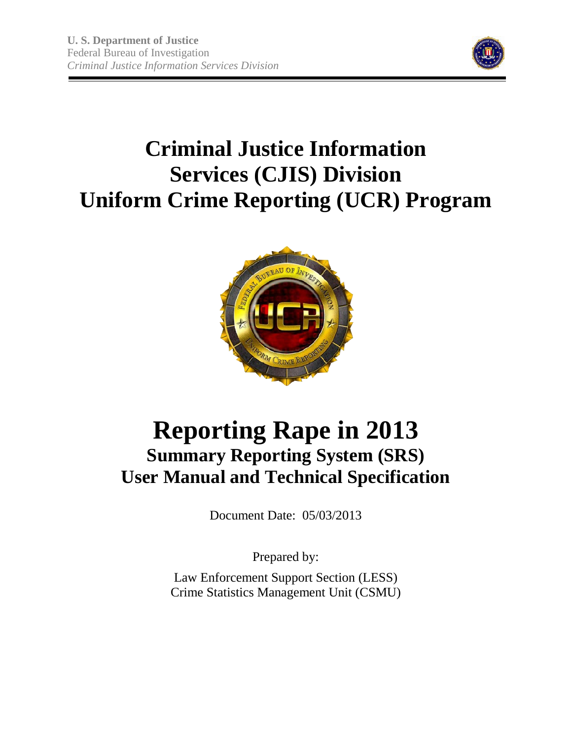**U. S. Department of Justice**
Federal Bureau of Investigation
*Criminal Justice Information Services Division*

# Criminal Justice Information Services (CJIS) Division Uniform Crime Reporting (UCR) Program

# Reporting Rape in 2013

## Summary Reporting System (SRS) User Manual and Technical Specification

Document Date: 05/03/2013

Prepared by:

Law Enforcement Support Section (LESS)
Crime Statistics Management Unit (CSMU)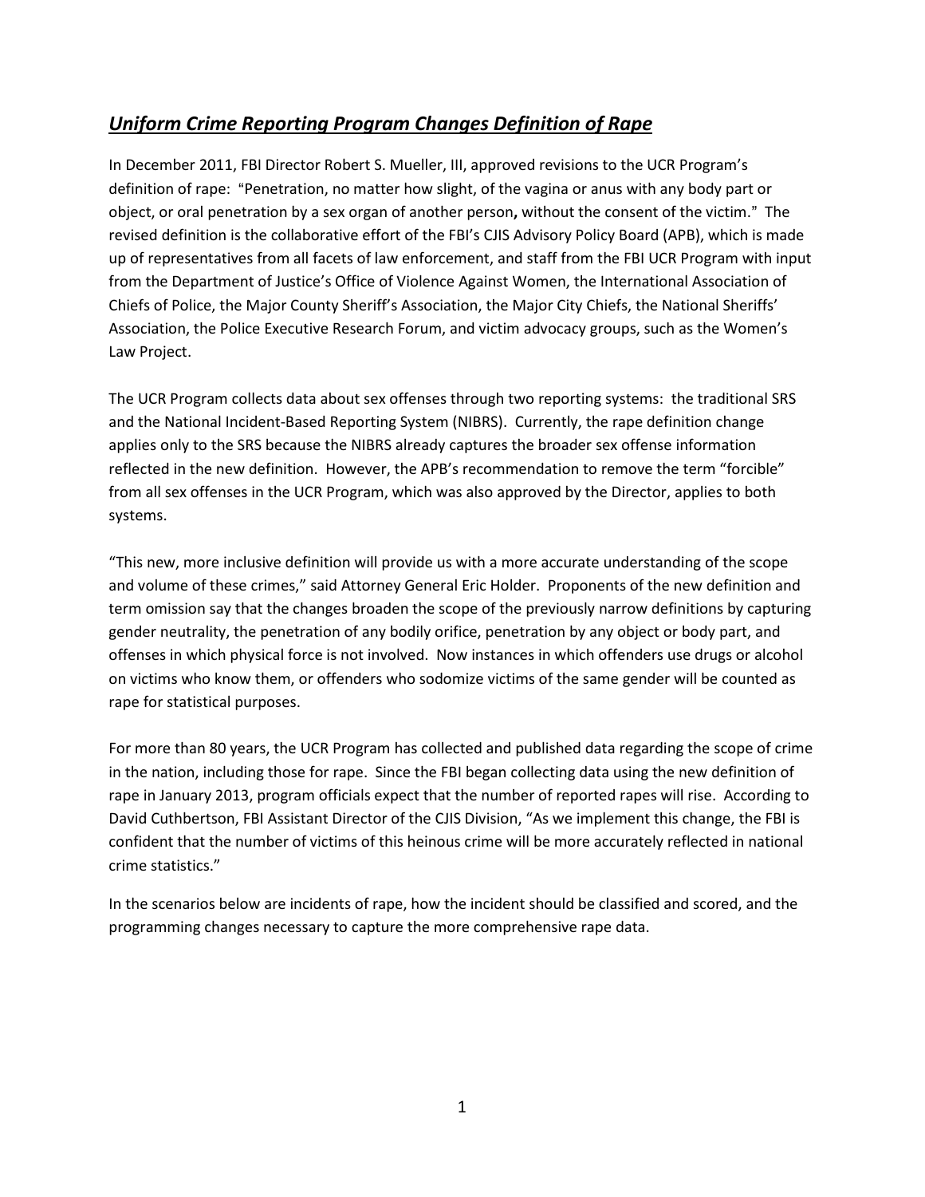## ***Uniform Crime Reporting Program Changes Definition of Rape***

In December 2011, FBI Director Robert S. Mueller, III, approved revisions to the UCR Program's definition of rape: "Penetration, no matter how slight, of the vagina or anus with any body part or object, or oral penetration by a sex organ of another person**,** without the consent of the victim." The revised definition is the collaborative effort of the FBI's CJIS Advisory Policy Board (APB), which is made up of representatives from all facets of law enforcement, and staff from the FBI UCR Program with input from the Department of Justice's Office of Violence Against Women, the International Association of Chiefs of Police, the Major County Sheriff's Association, the Major City Chiefs, the National Sheriffs' Association, the Police Executive Research Forum, and victim advocacy groups, such as the Women's Law Project.

The UCR Program collects data about sex offenses through two reporting systems: the traditional SRS and the National Incident-Based Reporting System (NIBRS). Currently, the rape definition change applies only to the SRS because the NIBRS already captures the broader sex offense information reflected in the new definition. However, the APB's recommendation to remove the term "forcible" from all sex offenses in the UCR Program, which was also approved by the Director, applies to both systems.

"This new, more inclusive definition will provide us with a more accurate understanding of the scope and volume of these crimes," said Attorney General Eric Holder. Proponents of the new definition and term omission say that the changes broaden the scope of the previously narrow definitions by capturing gender neutrality, the penetration of any bodily orifice, penetration by any object or body part, and offenses in which physical force is not involved. Now instances in which offenders use drugs or alcohol on victims who know them, or offenders who sodomize victims of the same gender will be counted as rape for statistical purposes.

For more than 80 years, the UCR Program has collected and published data regarding the scope of crime in the nation, including those for rape. Since the FBI began collecting data using the new definition of rape in January 2013, program officials expect that the number of reported rapes will rise. According to David Cuthbertson, FBI Assistant Director of the CJIS Division, "As we implement this change, the FBI is confident that the number of victims of this heinous crime will be more accurately reflected in national crime statistics."

In the scenarios below are incidents of rape, how the incident should be classified and scored, and the programming changes necessary to capture the more comprehensive rape data.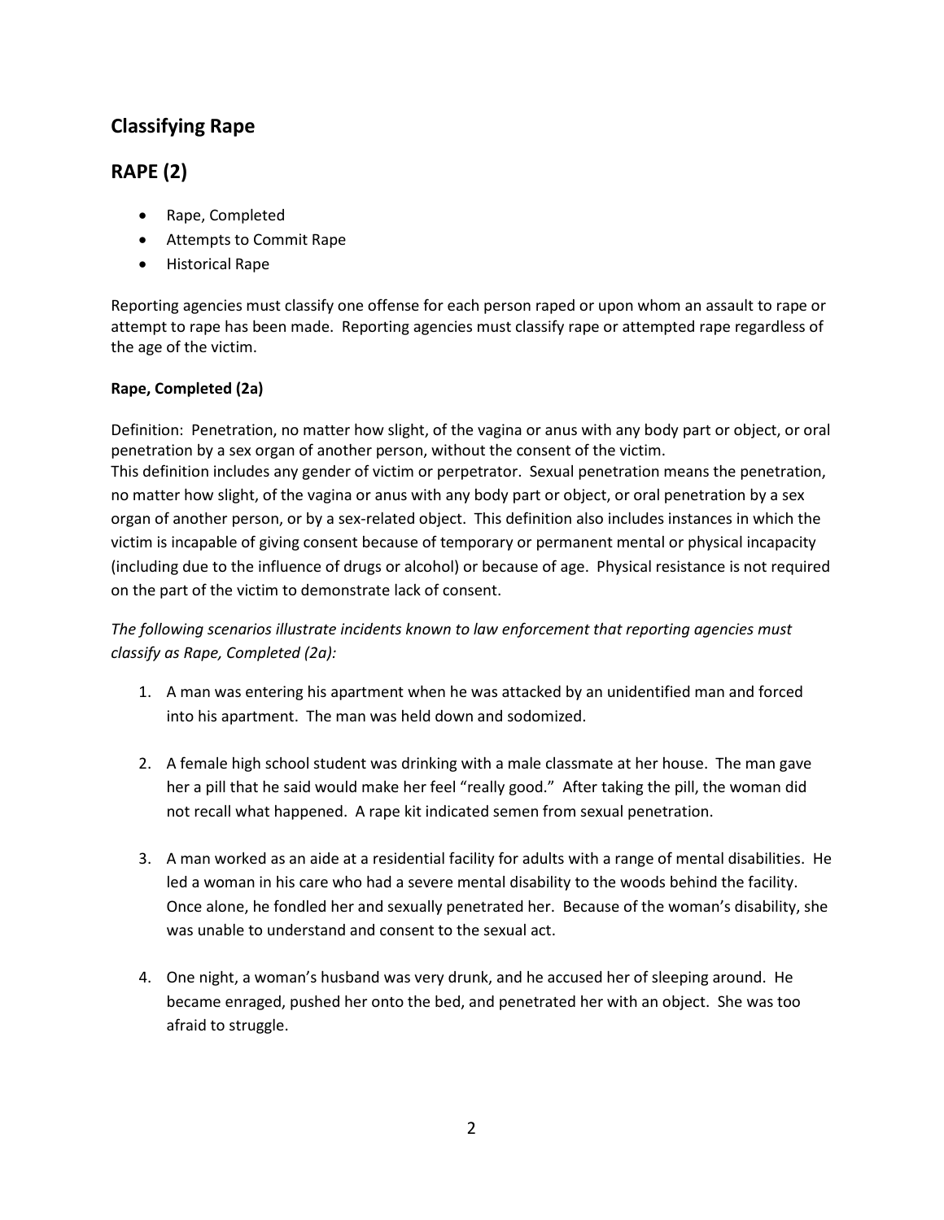## Classifying Rape

## RAPE (2)

- Rape, Completed
- Attempts to Commit Rape
- Historical Rape

Reporting agencies must classify one offense for each person raped or upon whom an assault to rape or attempt to rape has been made. Reporting agencies must classify rape or attempted rape regardless of the age of the victim.

### Rape, Completed (2a)

Definition: Penetration, no matter how slight, of the vagina or anus with any body part or object, or oral penetration by a sex organ of another person, without the consent of the victim.
This definition includes any gender of victim or perpetrator. Sexual penetration means the penetration, no matter how slight, of the vagina or anus with any body part or object, or oral penetration by a sex organ of another person, or by a sex-related object. This definition also includes instances in which the victim is incapable of giving consent because of temporary or permanent mental or physical incapacity (including due to the influence of drugs or alcohol) or because of age. Physical resistance is not required on the part of the victim to demonstrate lack of consent.

*The following scenarios illustrate incidents known to law enforcement that reporting agencies must classify as Rape, Completed (2a):*

1. A man was entering his apartment when he was attacked by an unidentified man and forced into his apartment. The man was held down and sodomized.

2. A female high school student was drinking with a male classmate at her house. The man gave her a pill that he said would make her feel "really good." After taking the pill, the woman did not recall what happened. A rape kit indicated semen from sexual penetration.

3. A man worked as an aide at a residential facility for adults with a range of mental disabilities. He led a woman in his care who had a severe mental disability to the woods behind the facility. Once alone, he fondled her and sexually penetrated her. Because of the woman's disability, she was unable to understand and consent to the sexual act.

4. One night, a woman's husband was very drunk, and he accused her of sleeping around. He became enraged, pushed her onto the bed, and penetrated her with an object. She was too afraid to struggle.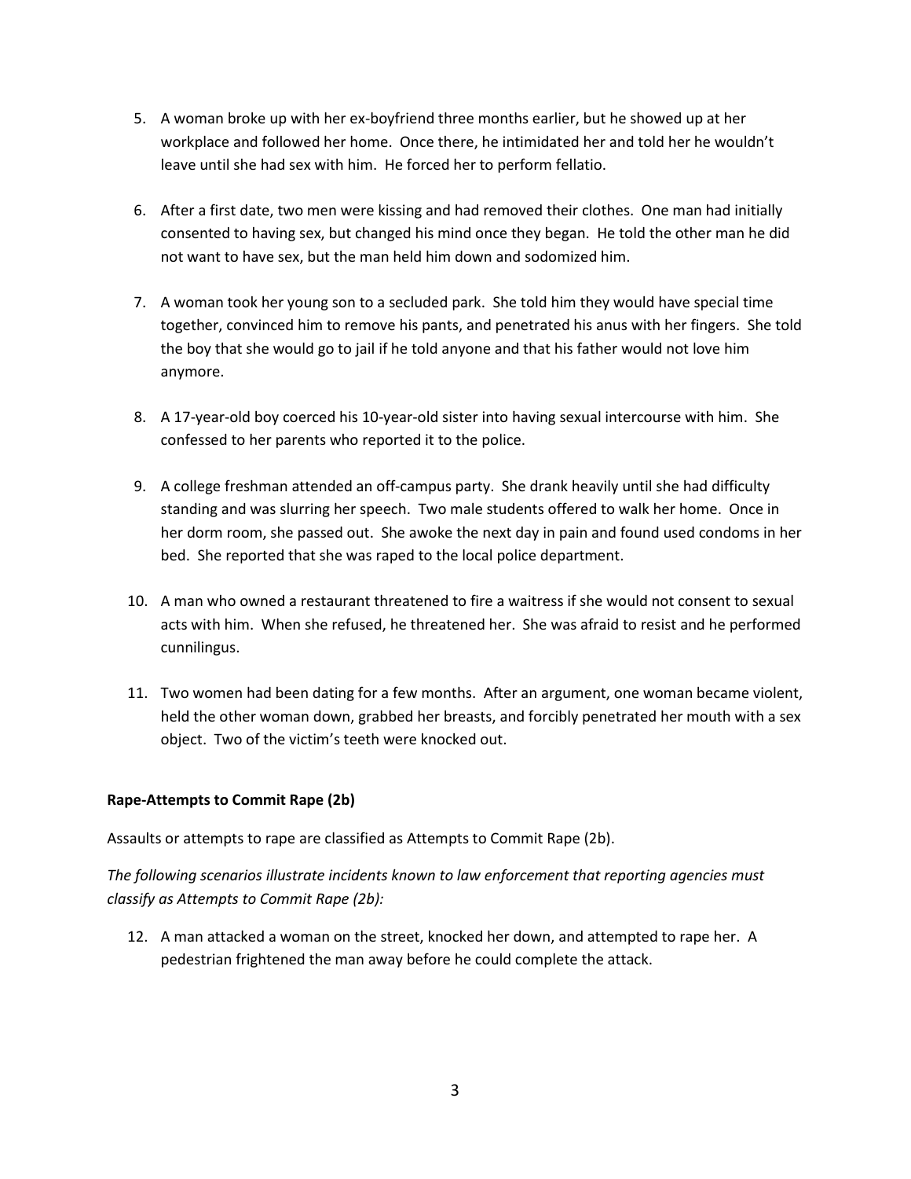5. A woman broke up with her ex-boyfriend three months earlier, but he showed up at her workplace and followed her home. Once there, he intimidated her and told her he wouldn't leave until she had sex with him. He forced her to perform fellatio.

6. After a first date, two men were kissing and had removed their clothes. One man had initially consented to having sex, but changed his mind once they began. He told the other man he did not want to have sex, but the man held him down and sodomized him.

7. A woman took her young son to a secluded park. She told him they would have special time together, convinced him to remove his pants, and penetrated his anus with her fingers. She told the boy that she would go to jail if he told anyone and that his father would not love him anymore.

8. A 17-year-old boy coerced his 10-year-old sister into having sexual intercourse with him. She confessed to her parents who reported it to the police.

9. A college freshman attended an off-campus party. She drank heavily until she had difficulty standing and was slurring her speech. Two male students offered to walk her home. Once in her dorm room, she passed out. She awoke the next day in pain and found used condoms in her bed. She reported that she was raped to the local police department.

10. A man who owned a restaurant threatened to fire a waitress if she would not consent to sexual acts with him. When she refused, he threatened her. She was afraid to resist and he performed cunnilingus.

11. Two women had been dating for a few months. After an argument, one woman became violent, held the other woman down, grabbed her breasts, and forcibly penetrated her mouth with a sex object. Two of the victim's teeth were knocked out.

**Rape-Attempts to Commit Rape (2b)**

Assaults or attempts to rape are classified as Attempts to Commit Rape (2b).

*The following scenarios illustrate incidents known to law enforcement that reporting agencies must classify as Attempts to Commit Rape (2b):*

12. A man attacked a woman on the street, knocked her down, and attempted to rape her. A pedestrian frightened the man away before he could complete the attack.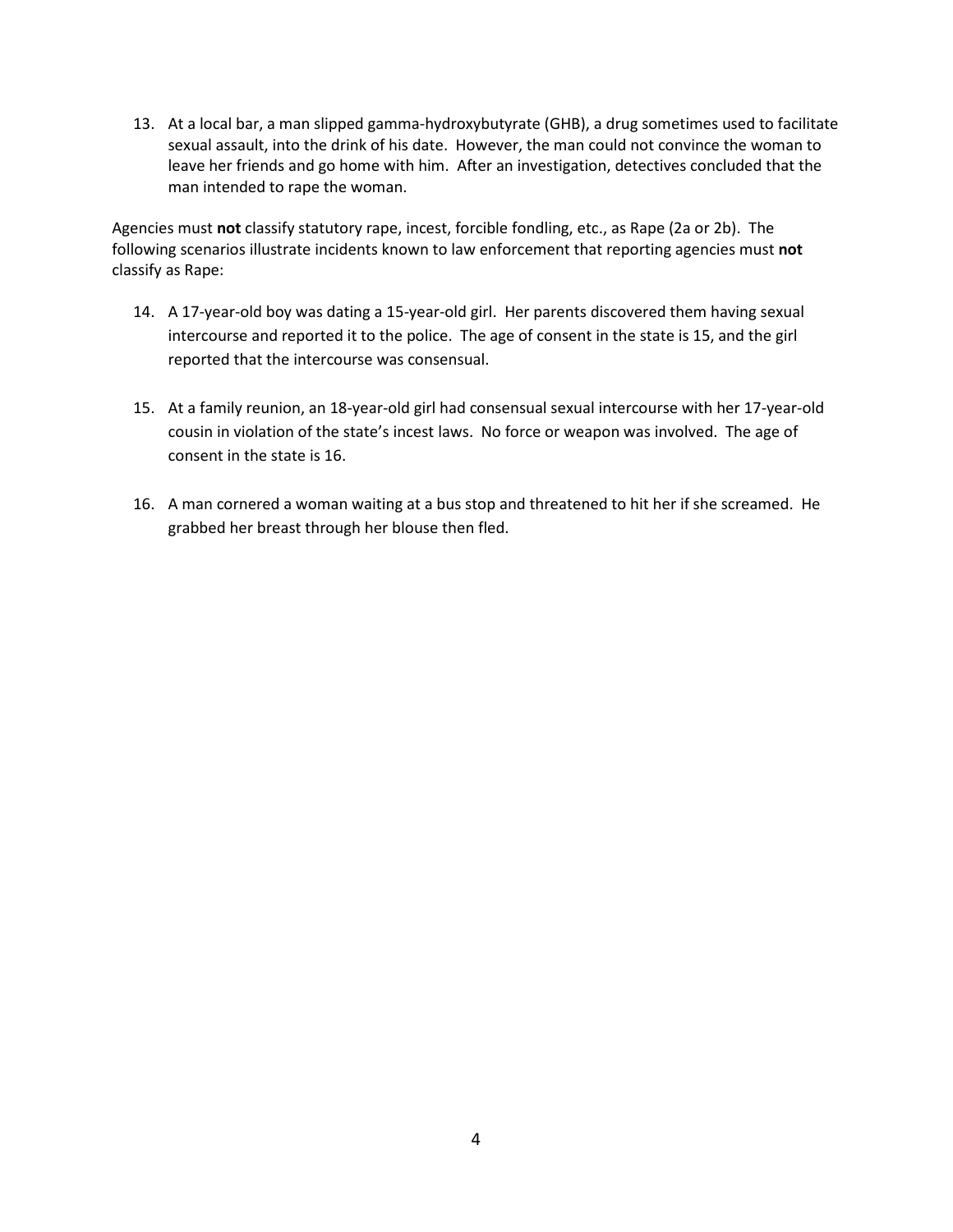13. At a local bar, a man slipped gamma-hydroxybutyrate (GHB), a drug sometimes used to facilitate sexual assault, into the drink of his date. However, the man could not convince the woman to leave her friends and go home with him. After an investigation, detectives concluded that the man intended to rape the woman.

Agencies must **not** classify statutory rape, incest, forcible fondling, etc., as Rape (2a or 2b). The following scenarios illustrate incidents known to law enforcement that reporting agencies must **not** classify as Rape:

14. A 17-year-old boy was dating a 15-year-old girl. Her parents discovered them having sexual intercourse and reported it to the police. The age of consent in the state is 15, and the girl reported that the intercourse was consensual.

15. At a family reunion, an 18-year-old girl had consensual sexual intercourse with her 17-year-old cousin in violation of the state's incest laws. No force or weapon was involved. The age of consent in the state is 16.

16. A man cornered a woman waiting at a bus stop and threatened to hit her if she screamed. He grabbed her breast through her blouse then fled.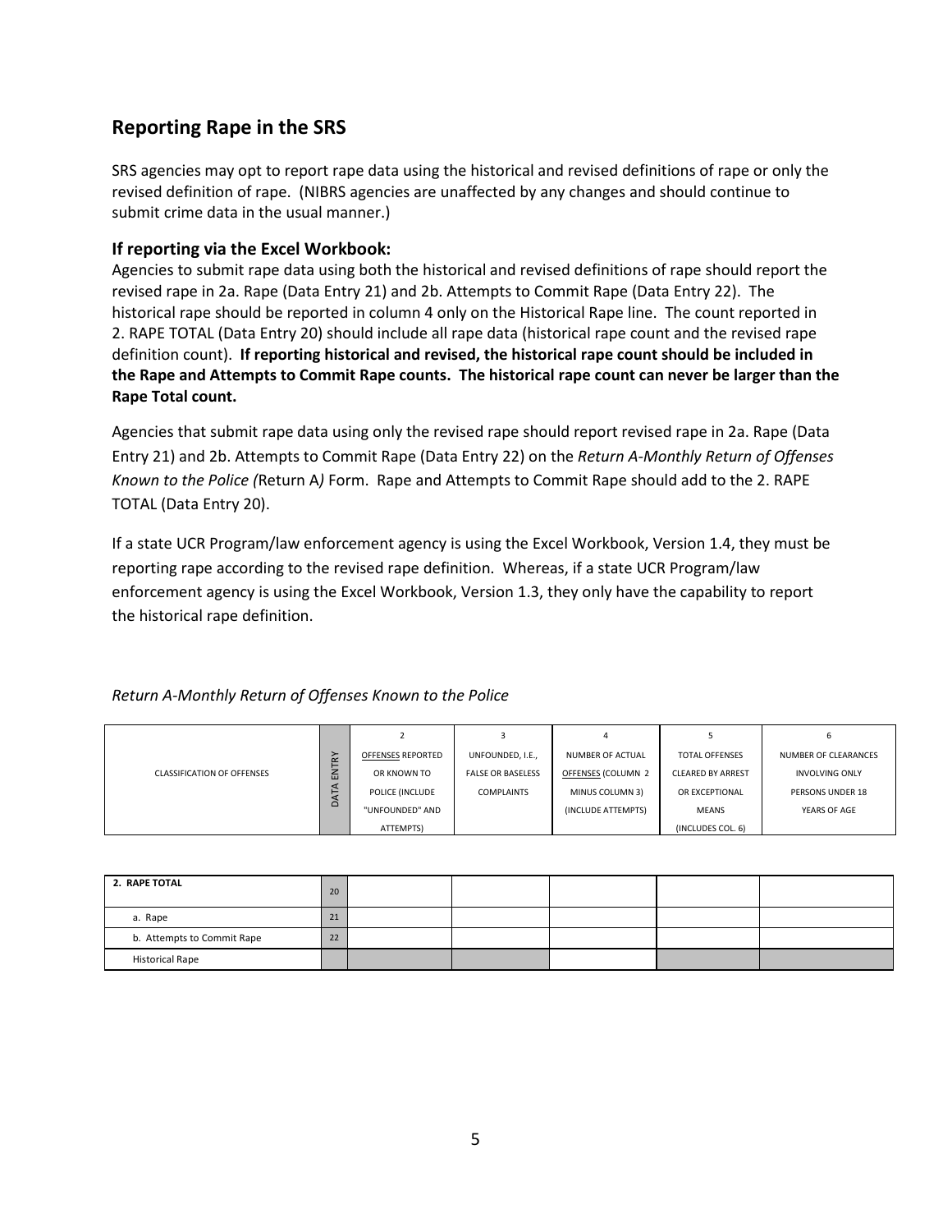## Reporting Rape in the SRS

SRS agencies may opt to report rape data using the historical and revised definitions of rape or only the revised definition of rape. (NIBRS agencies are unaffected by any changes and should continue to submit crime data in the usual manner.)

### If reporting via the Excel Workbook:

Agencies to submit rape data using both the historical and revised definitions of rape should report the revised rape in 2a. Rape (Data Entry 21) and 2b. Attempts to Commit Rape (Data Entry 22). The historical rape should be reported in column 4 only on the Historical Rape line. The count reported in 2. RAPE TOTAL (Data Entry 20) should include all rape data (historical rape count and the revised rape definition count). **If reporting historical and revised, the historical rape count should be included in the Rape and Attempts to Commit Rape counts. The historical rape count can never be larger than the Rape Total count.**

Agencies that submit rape data using only the revised rape should report revised rape in 2a. Rape (Data Entry 21) and 2b. Attempts to Commit Rape (Data Entry 22) on the *Return A-Monthly Return of Offenses Known to the Police (*Return A*)* Form. Rape and Attempts to Commit Rape should add to the 2. RAPE TOTAL (Data Entry 20).

If a state UCR Program/law enforcement agency is using the Excel Workbook, Version 1.4, they must be reporting rape according to the revised rape definition. Whereas, if a state UCR Program/law enforcement agency is using the Excel Workbook, Version 1.3, they only have the capability to report the historical rape definition.

*Return A-Monthly Return of Offenses Known to the Police*

| CLASSIFICATION OF OFFENSES | DATA ENTRY | 2<br>OFFENSES REPORTED OR KNOWN TO POLICE (INCLUDE "UNFOUNDED" AND ATTEMPTS) | 3<br>UNFOUNDED, I.E., FALSE OR BASELESS COMPLAINTS | 4<br>NUMBER OF ACTUAL OFFENSES (COLUMN 2 MINUS COLUMN 3) (INCLUDE ATTEMPTS) | 5<br>TOTAL OFFENSES CLEARED BY ARREST OR EXCEPTIONAL MEANS (INCLUDES COL. 6) | 6<br>NUMBER OF CLEARANCES INVOLVING ONLY PERSONS UNDER 18 YEARS OF AGE |
|---|---|---|---|---|---|---|
| **2. RAPE TOTAL** | 20 | | | | | |
| a. Rape | 21 | | | | | |
| b. Attempts to Commit Rape | 22 | | | | | |
| Historical Rape | | | | | | |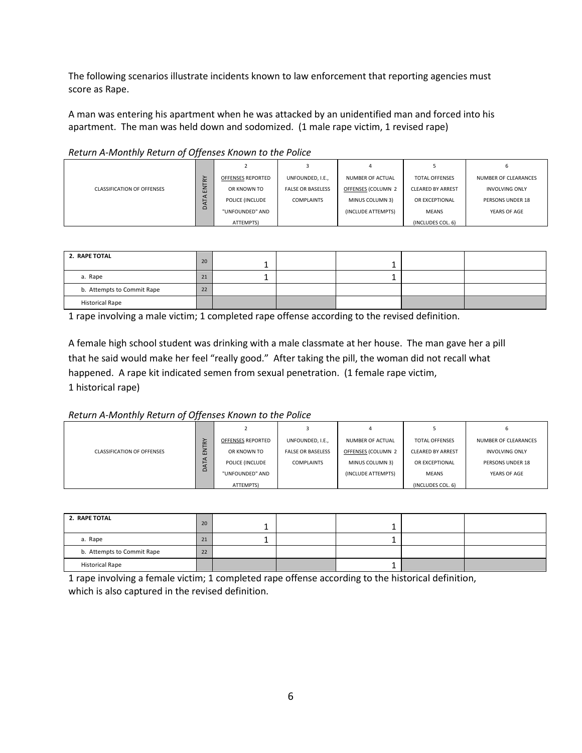The following scenarios illustrate incidents known to law enforcement that reporting agencies must score as Rape.

A man was entering his apartment when he was attacked by an unidentified man and forced into his apartment. The man was held down and sodomized. (1 male rape victim, 1 revised rape)

*Return A-Monthly Return of Offenses Known to the Police*

| CLASSIFICATION OF OFFENSES | DATA ENTRY | 2<br>OFFENSES REPORTED OR KNOWN TO POLICE (INCLUDE "UNFOUNDED" AND ATTEMPTS) | 3<br>UNFOUNDED, I.E., FALSE OR BASELESS COMPLAINTS | 4<br>NUMBER OF ACTUAL OFFENSES (COLUMN 2 MINUS COLUMN 3) (INCLUDE ATTEMPTS) | 5<br>TOTAL OFFENSES CLEARED BY ARREST OR EXCEPTIONAL MEANS (INCLUDES COL. 6) | 6<br>NUMBER OF CLEARANCES INVOLVING ONLY PERSONS UNDER 18 YEARS OF AGE |
|---|---|---|---|---|---|---|
| **2. RAPE TOTAL** | 20 | 1 | | 1 | | |
| a. Rape | 21 | 1 | | 1 | | |
| b. Attempts to Commit Rape | 22 | | | | | |
| Historical Rape | | | | | | |

1 rape involving a male victim; 1 completed rape offense according to the revised definition.

A female high school student was drinking with a male classmate at her house. The man gave her a pill that he said would make her feel "really good." After taking the pill, the woman did not recall what happened. A rape kit indicated semen from sexual penetration. (1 female rape victim, 1 historical rape)

*Return A-Monthly Return of Offenses Known to the Police*

| CLASSIFICATION OF OFFENSES | DATA ENTRY | 2<br>OFFENSES REPORTED OR KNOWN TO POLICE (INCLUDE "UNFOUNDED" AND ATTEMPTS) | 3<br>UNFOUNDED, I.E., FALSE OR BASELESS COMPLAINTS | 4<br>NUMBER OF ACTUAL OFFENSES (COLUMN 2 MINUS COLUMN 3) (INCLUDE ATTEMPTS) | 5<br>TOTAL OFFENSES CLEARED BY ARREST OR EXCEPTIONAL MEANS (INCLUDES COL. 6) | 6<br>NUMBER OF CLEARANCES INVOLVING ONLY PERSONS UNDER 18 YEARS OF AGE |
|---|---|---|---|---|---|---|
| **2. RAPE TOTAL** | 20 | 1 | | 1 | | |
| a. Rape | 21 | 1 | | 1 | | |
| b. Attempts to Commit Rape | 22 | | | | | |
| Historical Rape | | | | 1 | | |

1 rape involving a female victim; 1 completed rape offense according to the historical definition, which is also captured in the revised definition.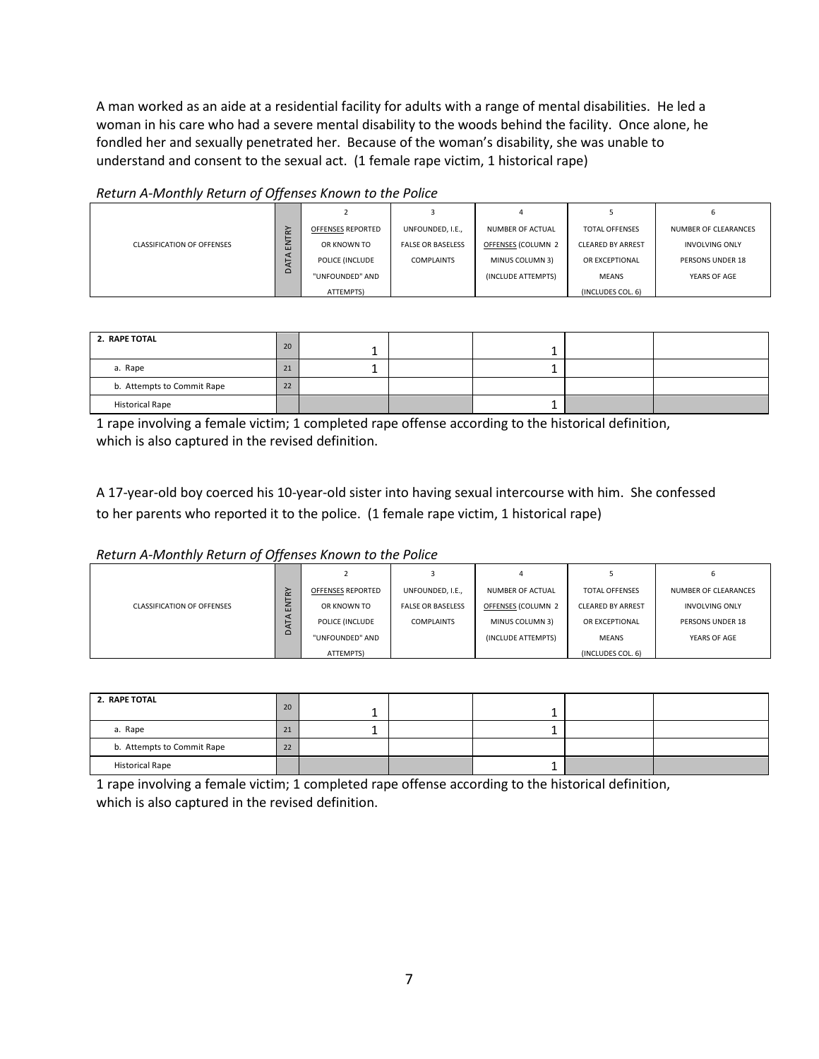A man worked as an aide at a residential facility for adults with a range of mental disabilities. He led a woman in his care who had a severe mental disability to the woods behind the facility. Once alone, he fondled her and sexually penetrated her. Because of the woman's disability, she was unable to understand and consent to the sexual act. (1 female rape victim, 1 historical rape)

*Return A-Monthly Return of Offenses Known to the Police*

| CLASSIFICATION OF OFFENSES | DATA ENTRY | 2<br>OFFENSES REPORTED OR KNOWN TO POLICE (INCLUDE "UNFOUNDED" AND ATTEMPTS) | 3<br>UNFOUNDED, I.E., FALSE OR BASELESS COMPLAINTS | 4<br>NUMBER OF ACTUAL OFFENSES (COLUMN 2 MINUS COLUMN 3) (INCLUDE ATTEMPTS) | 5<br>TOTAL OFFENSES CLEARED BY ARREST OR EXCEPTIONAL MEANS (INCLUDES COL. 6) | 6<br>NUMBER OF CLEARANCES INVOLVING ONLY PERSONS UNDER 18 YEARS OF AGE |
|---|---|---|---|---|---|---|
| **2. RAPE TOTAL** | 20 | 1 | | 1 | | |
| a. Rape | 21 | 1 | | 1 | | |
| b. Attempts to Commit Rape | 22 | | | | | |
| Historical Rape | | | | 1 | | |

1 rape involving a female victim; 1 completed rape offense according to the historical definition, which is also captured in the revised definition.

A 17-year-old boy coerced his 10-year-old sister into having sexual intercourse with him. She confessed to her parents who reported it to the police. (1 female rape victim, 1 historical rape)

*Return A-Monthly Return of Offenses Known to the Police*

| CLASSIFICATION OF OFFENSES | DATA ENTRY | 2<br>OFFENSES REPORTED OR KNOWN TO POLICE (INCLUDE "UNFOUNDED" AND ATTEMPTS) | 3<br>UNFOUNDED, I.E., FALSE OR BASELESS COMPLAINTS | 4<br>NUMBER OF ACTUAL OFFENSES (COLUMN 2 MINUS COLUMN 3) (INCLUDE ATTEMPTS) | 5<br>TOTAL OFFENSES CLEARED BY ARREST OR EXCEPTIONAL MEANS (INCLUDES COL. 6) | 6<br>NUMBER OF CLEARANCES INVOLVING ONLY PERSONS UNDER 18 YEARS OF AGE |
|---|---|---|---|---|---|---|
| **2. RAPE TOTAL** | 20 | 1 | | 1 | | |
| a. Rape | 21 | 1 | | 1 | | |
| b. Attempts to Commit Rape | 22 | | | | | |
| Historical Rape | | | | 1 | | |

1 rape involving a female victim; 1 completed rape offense according to the historical definition, which is also captured in the revised definition.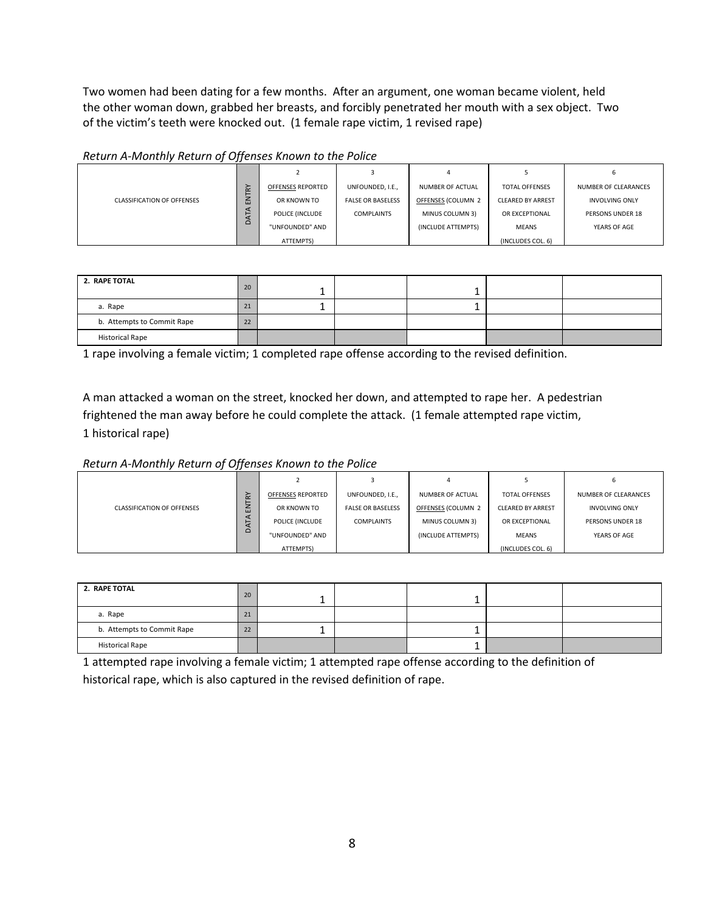Two women had been dating for a few months. After an argument, one woman became violent, held the other woman down, grabbed her breasts, and forcibly penetrated her mouth with a sex object. Two of the victim's teeth were knocked out. (1 female rape victim, 1 revised rape)

*Return A-Monthly Return of Offenses Known to the Police*

| CLASSIFICATION OF OFFENSES | DATA ENTRY | 2<br>OFFENSES REPORTED OR KNOWN TO POLICE (INCLUDE "UNFOUNDED" AND ATTEMPTS) | 3<br>UNFOUNDED, I.E., FALSE OR BASELESS COMPLAINTS | 4<br>NUMBER OF ACTUAL OFFENSES (COLUMN 2 MINUS COLUMN 3) (INCLUDE ATTEMPTS) | 5<br>TOTAL OFFENSES CLEARED BY ARREST OR EXCEPTIONAL MEANS (INCLUDES COL. 6) | 6<br>NUMBER OF CLEARANCES INVOLVING ONLY PERSONS UNDER 18 YEARS OF AGE |
|---|---|---|---|---|---|---|
| **2. RAPE TOTAL** | 20 | 1 | | 1 | | |
| a. Rape | 21 | 1 | | 1 | | |
| b. Attempts to Commit Rape | 22 | | | | | |
| Historical Rape | | | | | | |

1 rape involving a female victim; 1 completed rape offense according to the revised definition.

A man attacked a woman on the street, knocked her down, and attempted to rape her. A pedestrian frightened the man away before he could complete the attack. (1 female attempted rape victim, 1 historical rape)

*Return A-Monthly Return of Offenses Known to the Police*

| CLASSIFICATION OF OFFENSES | DATA ENTRY | 2<br>OFFENSES REPORTED OR KNOWN TO POLICE (INCLUDE "UNFOUNDED" AND ATTEMPTS) | 3<br>UNFOUNDED, I.E., FALSE OR BASELESS COMPLAINTS | 4<br>NUMBER OF ACTUAL OFFENSES (COLUMN 2 MINUS COLUMN 3) (INCLUDE ATTEMPTS) | 5<br>TOTAL OFFENSES CLEARED BY ARREST OR EXCEPTIONAL MEANS (INCLUDES COL. 6) | 6<br>NUMBER OF CLEARANCES INVOLVING ONLY PERSONS UNDER 18 YEARS OF AGE |
|---|---|---|---|---|---|---|
| **2. RAPE TOTAL** | 20 | 1 | | 1 | | |
| a. Rape | 21 | | | | | |
| b. Attempts to Commit Rape | 22 | 1 | | 1 | | |
| Historical Rape | | | | 1 | | |

1 attempted rape involving a female victim; 1 attempted rape offense according to the definition of historical rape, which is also captured in the revised definition of rape.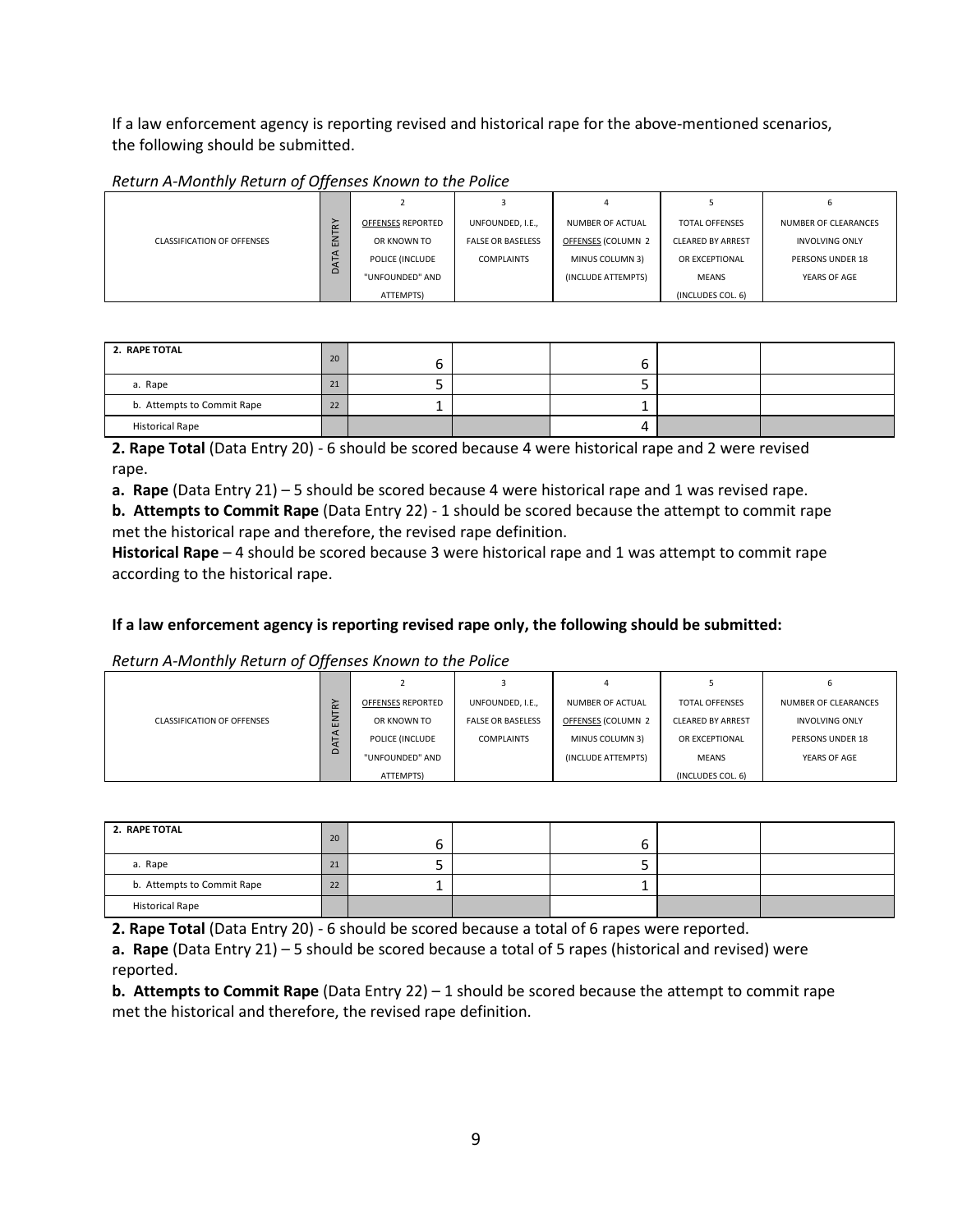If a law enforcement agency is reporting revised and historical rape for the above-mentioned scenarios, the following should be submitted.

*Return A-Monthly Return of Offenses Known to the Police*

| CLASSIFICATION OF OFFENSES | DATA ENTRY | 2<br>OFFENSES REPORTED OR KNOWN TO POLICE (INCLUDE "UNFOUNDED" AND ATTEMPTS) | 3<br>UNFOUNDED, I.E., FALSE OR BASELESS COMPLAINTS | 4<br>NUMBER OF ACTUAL OFFENSES (COLUMN 2 MINUS COLUMN 3) (INCLUDE ATTEMPTS) | 5<br>TOTAL OFFENSES CLEARED BY ARREST OR EXCEPTIONAL MEANS (INCLUDES COL. 6) | 6<br>NUMBER OF CLEARANCES INVOLVING ONLY PERSONS UNDER 18 YEARS OF AGE |
|---|---|---|---|---|---|---|
| 2. RAPE TOTAL | 20 | 6 | | 6 | | |
| a. Rape | 21 | 5 | | 5 | | |
| b. Attempts to Commit Rape | 22 | 1 | | 1 | | |
| Historical Rape | | | | 4 | | |

**2. Rape Total** (Data Entry 20) - 6 should be scored because 4 were historical rape and 2 were revised rape.

**a. Rape** (Data Entry 21) – 5 should be scored because 4 were historical rape and 1 was revised rape.

**b. Attempts to Commit Rape** (Data Entry 22) - 1 should be scored because the attempt to commit rape met the historical rape and therefore, the revised rape definition.

**Historical Rape** – 4 should be scored because 3 were historical rape and 1 was attempt to commit rape according to the historical rape.

**If a law enforcement agency is reporting revised rape only, the following should be submitted:**

*Return A-Monthly Return of Offenses Known to the Police*

| CLASSIFICATION OF OFFENSES | DATA ENTRY | 2<br>OFFENSES REPORTED OR KNOWN TO POLICE (INCLUDE "UNFOUNDED" AND ATTEMPTS) | 3<br>UNFOUNDED, I.E., FALSE OR BASELESS COMPLAINTS | 4<br>NUMBER OF ACTUAL OFFENSES (COLUMN 2 MINUS COLUMN 3) (INCLUDE ATTEMPTS) | 5<br>TOTAL OFFENSES CLEARED BY ARREST OR EXCEPTIONAL MEANS (INCLUDES COL. 6) | 6<br>NUMBER OF CLEARANCES INVOLVING ONLY PERSONS UNDER 18 YEARS OF AGE |
|---|---|---|---|---|---|---|
| 2. RAPE TOTAL | 20 | 6 | | 6 | | |
| a. Rape | 21 | 5 | | 5 | | |
| b. Attempts to Commit Rape | 22 | 1 | | 1 | | |
| Historical Rape | | | | | | |

**2. Rape Total** (Data Entry 20) - 6 should be scored because a total of 6 rapes were reported.

**a. Rape** (Data Entry 21) – 5 should be scored because a total of 5 rapes (historical and revised) were reported.

**b. Attempts to Commit Rape** (Data Entry 22) – 1 should be scored because the attempt to commit rape met the historical and therefore, the revised rape definition.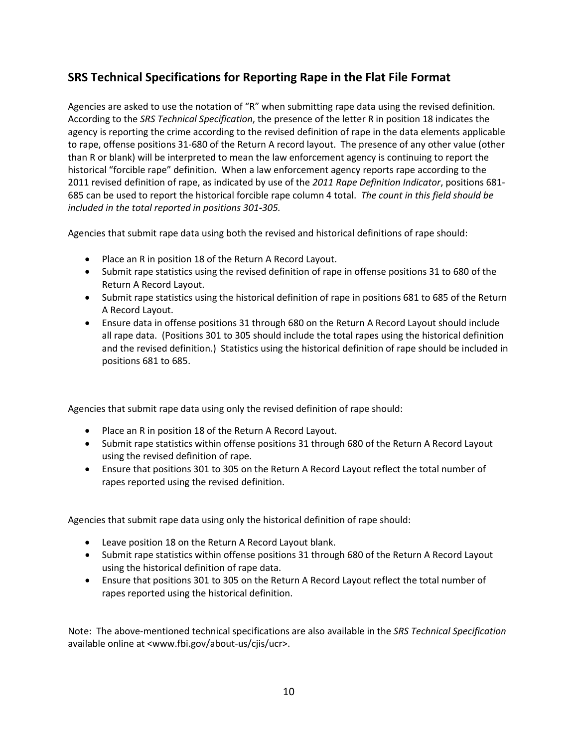## SRS Technical Specifications for Reporting Rape in the Flat File Format

Agencies are asked to use the notation of "R" when submitting rape data using the revised definition. According to the *SRS Technical Specification*, the presence of the letter R in position 18 indicates the agency is reporting the crime according to the revised definition of rape in the data elements applicable to rape, offense positions 31-680 of the Return A record layout. The presence of any other value (other than R or blank) will be interpreted to mean the law enforcement agency is continuing to report the historical "forcible rape" definition. When a law enforcement agency reports rape according to the 2011 revised definition of rape, as indicated by use of the *2011 Rape Definition Indicator*, positions 681-685 can be used to report the historical forcible rape column 4 total. *The count in this field should be included in the total reported in positions 301-305.*

Agencies that submit rape data using both the revised and historical definitions of rape should:

- Place an R in position 18 of the Return A Record Layout.
- Submit rape statistics using the revised definition of rape in offense positions 31 to 680 of the Return A Record Layout.
- Submit rape statistics using the historical definition of rape in positions 681 to 685 of the Return A Record Layout.
- Ensure data in offense positions 31 through 680 on the Return A Record Layout should include all rape data. (Positions 301 to 305 should include the total rapes using the historical definition and the revised definition.) Statistics using the historical definition of rape should be included in positions 681 to 685.

Agencies that submit rape data using only the revised definition of rape should:

- Place an R in position 18 of the Return A Record Layout.
- Submit rape statistics within offense positions 31 through 680 of the Return A Record Layout using the revised definition of rape.
- Ensure that positions 301 to 305 on the Return A Record Layout reflect the total number of rapes reported using the revised definition.

Agencies that submit rape data using only the historical definition of rape should:

- Leave position 18 on the Return A Record Layout blank.
- Submit rape statistics within offense positions 31 through 680 of the Return A Record Layout using the historical definition of rape data.
- Ensure that positions 301 to 305 on the Return A Record Layout reflect the total number of rapes reported using the historical definition.

Note: The above-mentioned technical specifications are also available in the *SRS Technical Specification* available online at <www.fbi.gov/about-us/cjis/ucr>.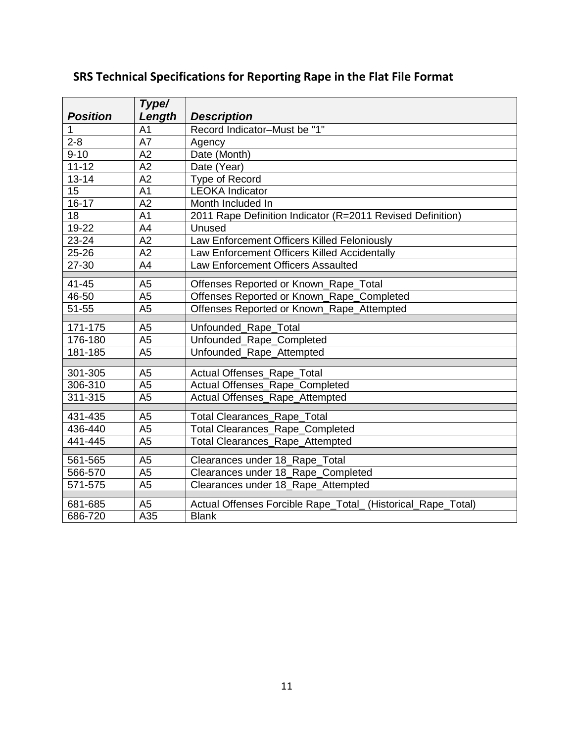## SRS Technical Specifications for Reporting Rape in the Flat File Format

| *Position* | *Type/ Length* | *Description* |
|---|---|---|
| 1 | A1 | Record Indicator–Must be "1" |
| 2-8 | A7 | Agency |
| 9-10 | A2 | Date (Month) |
| 11-12 | A2 | Date (Year) |
| 13-14 | A2 | Type of Record |
| 15 | A1 | LEOKA Indicator |
| 16-17 | A2 | Month Included In |
| 18 | A1 | 2011 Rape Definition Indicator (R=2011 Revised Definition) |
| 19-22 | A4 | Unused |
| 23-24 | A2 | Law Enforcement Officers Killed Feloniously |
| 25-26 | A2 | Law Enforcement Officers Killed Accidentally |
| 27-30 | A4 | Law Enforcement Officers Assaulted |
| | | |
| 41-45 | A5 | Offenses Reported or Known_Rape_Total |
| 46-50 | A5 | Offenses Reported or Known_Rape_Completed |
| 51-55 | A5 | Offenses Reported or Known_Rape_Attempted |
| | | |
| 171-175 | A5 | Unfounded_Rape_Total |
| 176-180 | A5 | Unfounded_Rape_Completed |
| 181-185 | A5 | Unfounded_Rape_Attempted |
| | | |
| 301-305 | A5 | Actual Offenses_Rape_Total |
| 306-310 | A5 | Actual Offenses_Rape_Completed |
| 311-315 | A5 | Actual Offenses_Rape_Attempted |
| | | |
| 431-435 | A5 | Total Clearances_Rape_Total |
| 436-440 | A5 | Total Clearances_Rape_Completed |
| 441-445 | A5 | Total Clearances_Rape_Attempted |
| | | |
| 561-565 | A5 | Clearances under 18_Rape_Total |
| 566-570 | A5 | Clearances under 18_Rape_Completed |
| 571-575 | A5 | Clearances under 18_Rape_Attempted |
| | | |
| 681-685 | A5 | Actual Offenses Forcible Rape_Total_ (Historical_Rape_Total) |
| 686-720 | A35 | Blank |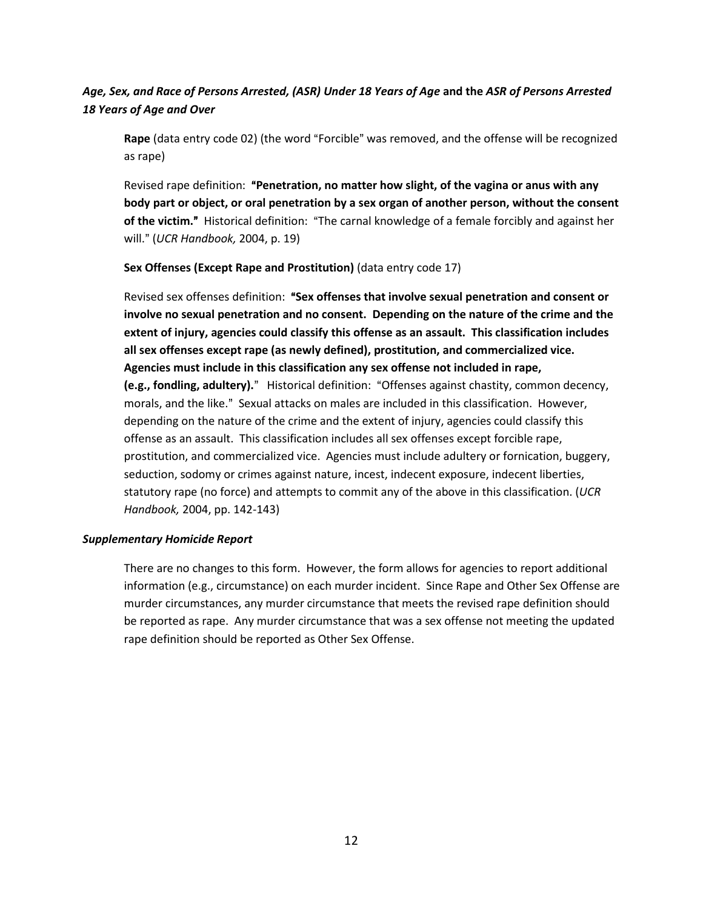***Age, Sex, and Race of Persons Arrested, (ASR) Under 18 Years of Age* and the *ASR of Persons Arrested 18 Years of Age and Over***

**Rape** (data entry code 02) (the word "Forcible" was removed, and the offense will be recognized as rape)

Revised rape definition: **"Penetration, no matter how slight, of the vagina or anus with any body part or object, or oral penetration by a sex organ of another person, without the consent of the victim."** Historical definition: "The carnal knowledge of a female forcibly and against her will." (*UCR Handbook,* 2004, p. 19)

**Sex Offenses (Except Rape and Prostitution)** (data entry code 17)

Revised sex offenses definition: **"Sex offenses that involve sexual penetration and consent or involve no sexual penetration and no consent. Depending on the nature of the crime and the extent of injury, agencies could classify this offense as an assault. This classification includes all sex offenses except rape (as newly defined), prostitution, and commercialized vice. Agencies must include in this classification any sex offense not included in rape, (e.g., fondling, adultery).**" Historical definition: "Offenses against chastity, common decency, morals, and the like." Sexual attacks on males are included in this classification. However, depending on the nature of the crime and the extent of injury, agencies could classify this offense as an assault. This classification includes all sex offenses except forcible rape, prostitution, and commercialized vice. Agencies must include adultery or fornication, buggery, seduction, sodomy or crimes against nature, incest, indecent exposure, indecent liberties, statutory rape (no force) and attempts to commit any of the above in this classification. (*UCR Handbook,* 2004, pp. 142-143)

***Supplementary Homicide Report***

There are no changes to this form. However, the form allows for agencies to report additional information (e.g., circumstance) on each murder incident. Since Rape and Other Sex Offense are murder circumstances, any murder circumstance that meets the revised rape definition should be reported as rape. Any murder circumstance that was a sex offense not meeting the updated rape definition should be reported as Other Sex Offense.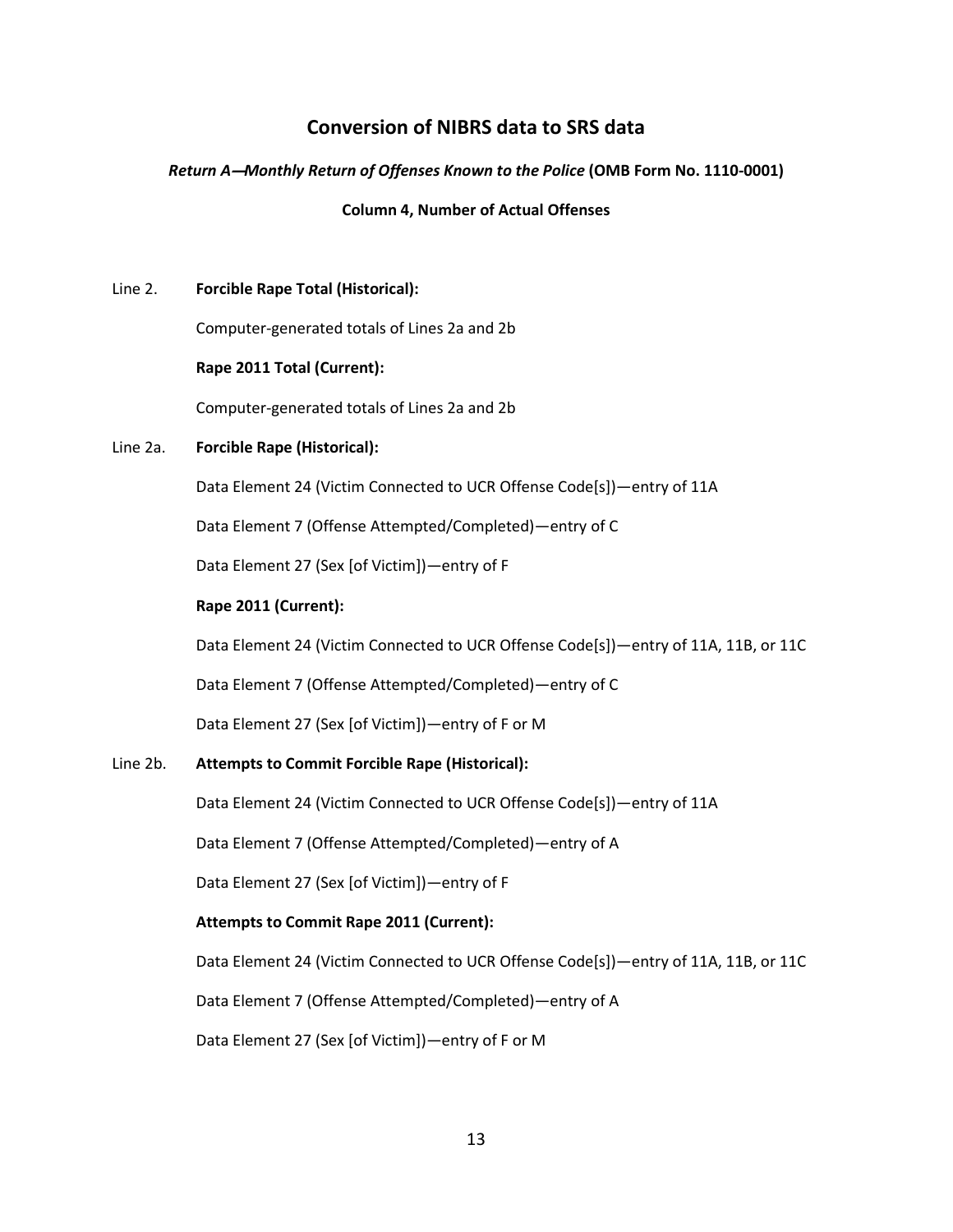## Conversion of NIBRS data to SRS data

***Return A—Monthly Return of Offenses Known to the Police*** **(OMB Form No. 1110-0001)**

**Column 4, Number of Actual Offenses**

Line 2. **Forcible Rape Total (Historical):**

Computer-generated totals of Lines 2a and 2b

**Rape 2011 Total (Current):**

Computer-generated totals of Lines 2a and 2b

Line 2a. **Forcible Rape (Historical):**

Data Element 24 (Victim Connected to UCR Offense Code[s])—entry of 11A

Data Element 7 (Offense Attempted/Completed)—entry of C

Data Element 27 (Sex [of Victim])—entry of F

**Rape 2011 (Current):**

Data Element 24 (Victim Connected to UCR Offense Code[s])—entry of 11A, 11B, or 11C

Data Element 7 (Offense Attempted/Completed)—entry of C

Data Element 27 (Sex [of Victim])—entry of F or M

Line 2b. **Attempts to Commit Forcible Rape (Historical):**

Data Element 24 (Victim Connected to UCR Offense Code[s])—entry of 11A

Data Element 7 (Offense Attempted/Completed)—entry of A

Data Element 27 (Sex [of Victim])—entry of F

**Attempts to Commit Rape 2011 (Current):**

Data Element 24 (Victim Connected to UCR Offense Code[s])—entry of 11A, 11B, or 11C

Data Element 7 (Offense Attempted/Completed)—entry of A

Data Element 27 (Sex [of Victim])—entry of F or M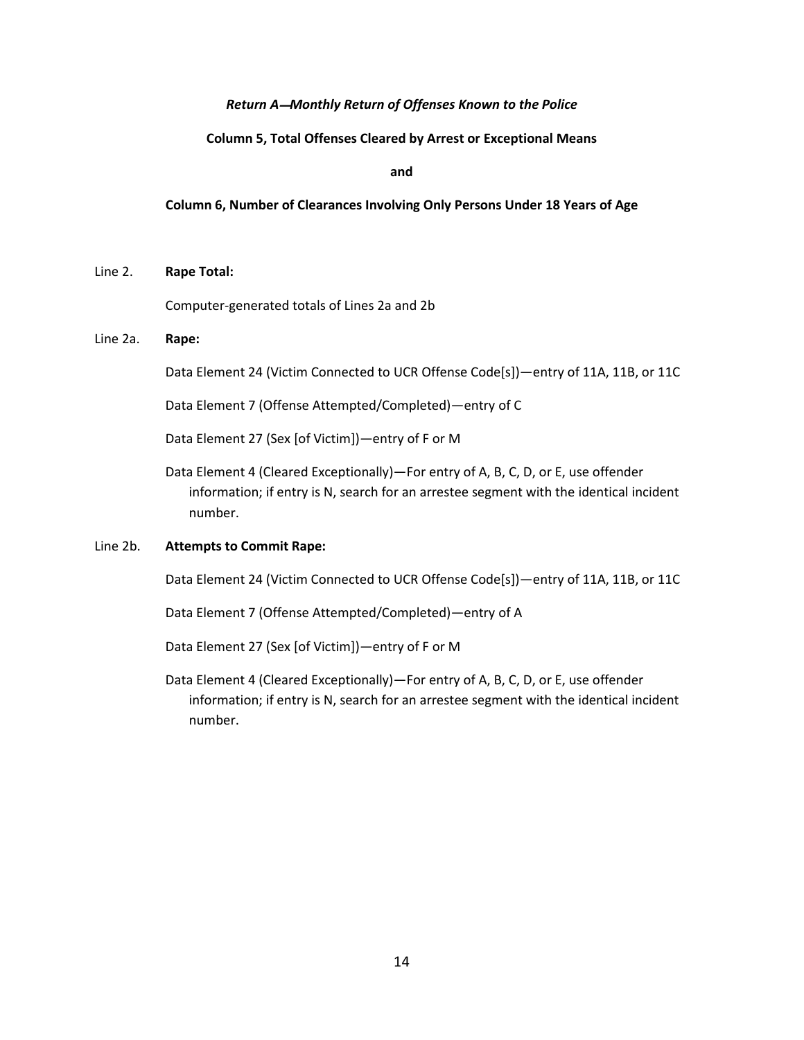*Return A—Monthly Return of Offenses Known to the Police*

**Column 5, Total Offenses Cleared by Arrest or Exceptional Means**

**and**

**Column 6, Number of Clearances Involving Only Persons Under 18 Years of Age**

Line 2. **Rape Total:**

Computer-generated totals of Lines 2a and 2b

Line 2a. **Rape:**

Data Element 24 (Victim Connected to UCR Offense Code[s])—entry of 11A, 11B, or 11C

Data Element 7 (Offense Attempted/Completed)—entry of C

Data Element 27 (Sex [of Victim])—entry of F or M

Data Element 4 (Cleared Exceptionally)—For entry of A, B, C, D, or E, use offender information; if entry is N, search for an arrestee segment with the identical incident number.

Line 2b. **Attempts to Commit Rape:**

Data Element 24 (Victim Connected to UCR Offense Code[s])—entry of 11A, 11B, or 11C

Data Element 7 (Offense Attempted/Completed)—entry of A

Data Element 27 (Sex [of Victim])—entry of F or M

Data Element 4 (Cleared Exceptionally)—For entry of A, B, C, D, or E, use offender information; if entry is N, search for an arrestee segment with the identical incident number.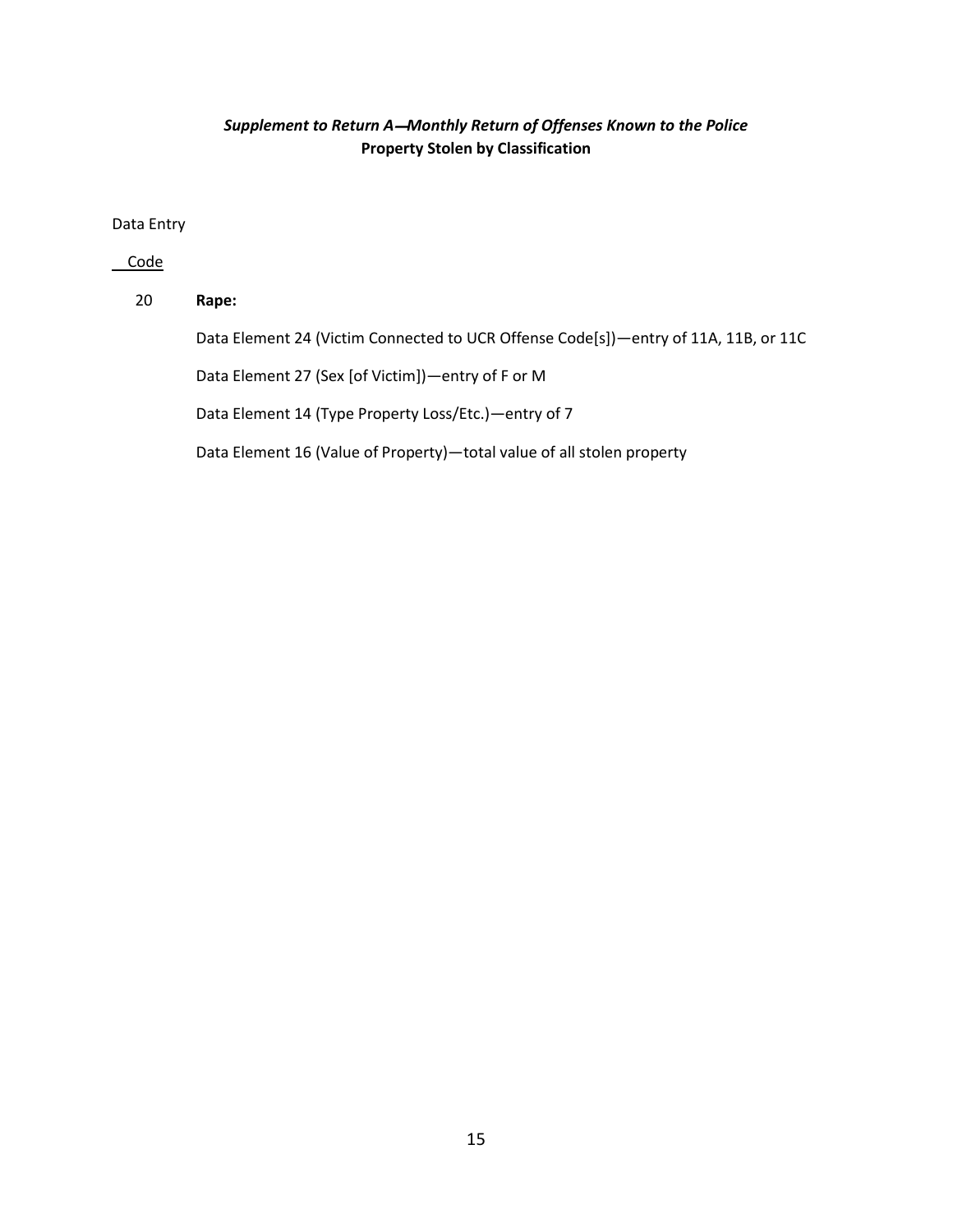***Supplement to Return A—Monthly Return of Offenses Known to the Police***
**Property Stolen by Classification**

Data Entry

Code

20 **Rape:**

Data Element 24 (Victim Connected to UCR Offense Code[s])—entry of 11A, 11B, or 11C

Data Element 27 (Sex [of Victim])—entry of F or M

Data Element 14 (Type Property Loss/Etc.)—entry of 7

Data Element 16 (Value of Property)—total value of all stolen property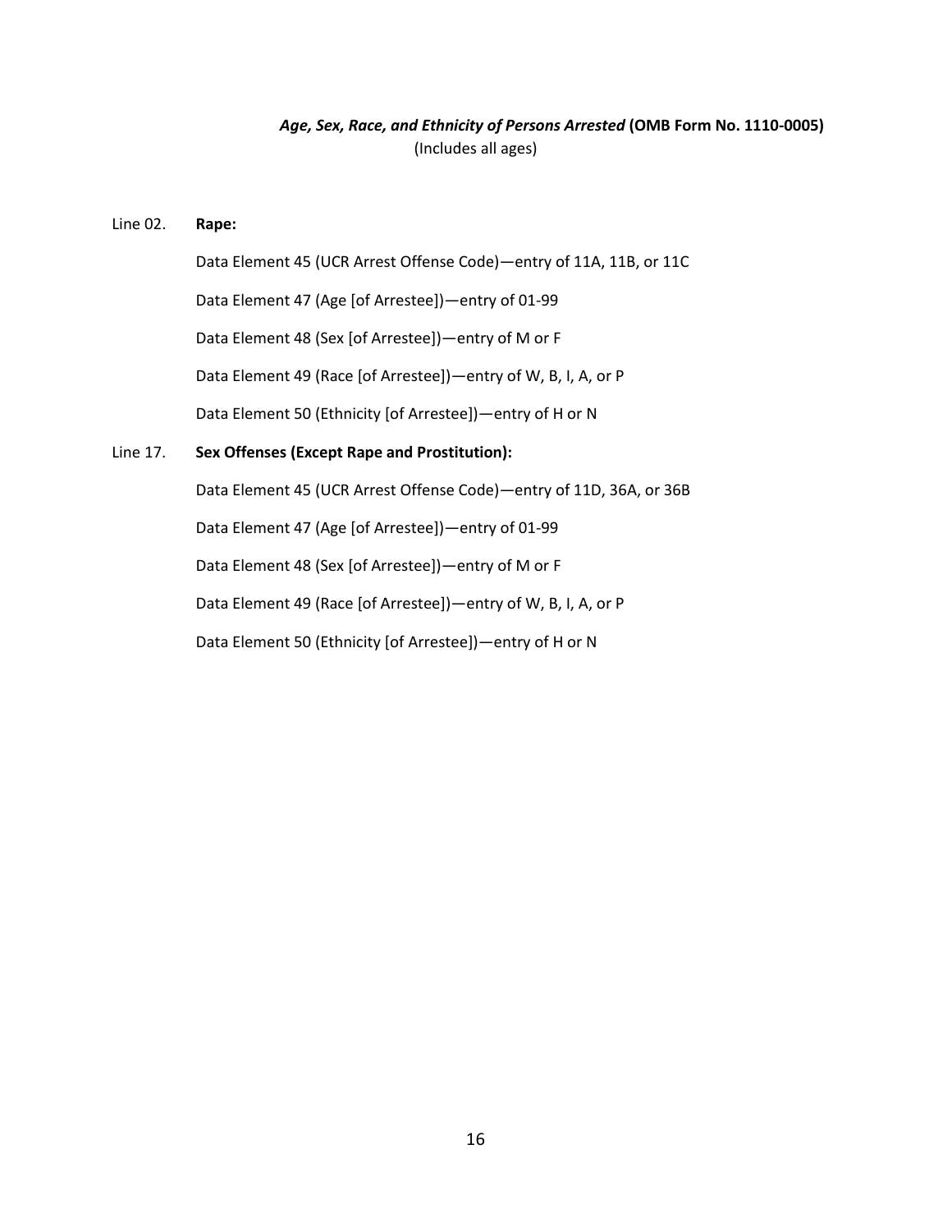***Age, Sex, Race, and Ethnicity of Persons Arrested*** **(OMB Form No. 1110-0005)**
(Includes all ages)

Line 02. **Rape:**

Data Element 45 (UCR Arrest Offense Code)—entry of 11A, 11B, or 11C

Data Element 47 (Age [of Arrestee])—entry of 01-99

Data Element 48 (Sex [of Arrestee])—entry of M or F

Data Element 49 (Race [of Arrestee])—entry of W, B, I, A, or P

Data Element 50 (Ethnicity [of Arrestee])—entry of H or N

Line 17. **Sex Offenses (Except Rape and Prostitution):**

Data Element 45 (UCR Arrest Offense Code)—entry of 11D, 36A, or 36B

Data Element 47 (Age [of Arrestee])—entry of 01-99

Data Element 48 (Sex [of Arrestee])—entry of M or F

Data Element 49 (Race [of Arrestee])—entry of W, B, I, A, or P

Data Element 50 (Ethnicity [of Arrestee])—entry of H or N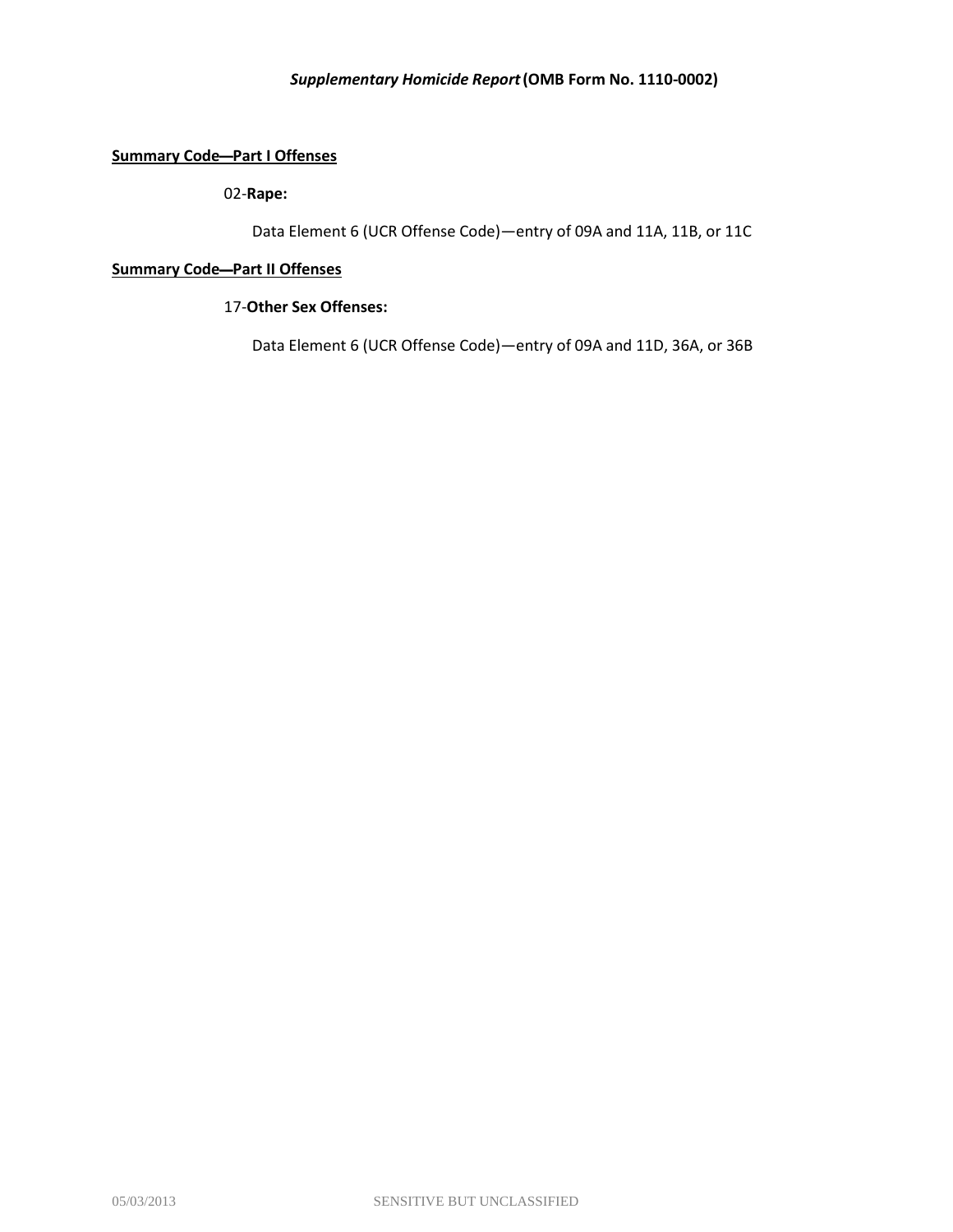*Supplementary Homicide Report* **(OMB Form No. 1110-0002)**

**Summary Code—Part I Offenses**

02-**Rape:**

Data Element 6 (UCR Offense Code)—entry of 09A and 11A, 11B, or 11C

**Summary Code—Part II Offenses**

17-**Other Sex Offenses:**

Data Element 6 (UCR Offense Code)—entry of 09A and 11D, 36A, or 36B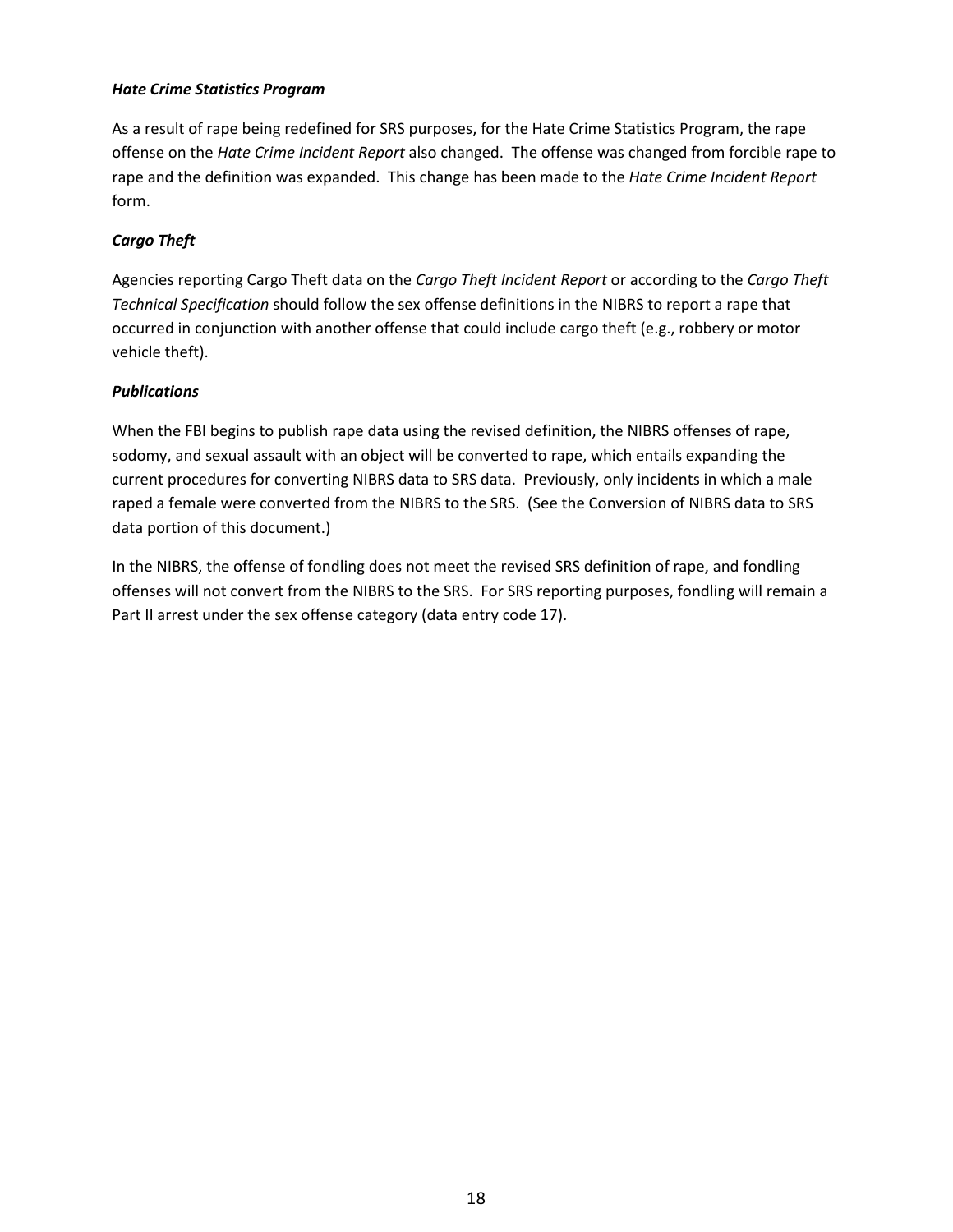***Hate Crime Statistics Program***

As a result of rape being redefined for SRS purposes, for the Hate Crime Statistics Program, the rape offense on the *Hate Crime Incident Report* also changed. The offense was changed from forcible rape to rape and the definition was expanded. This change has been made to the *Hate Crime Incident Report* form.

***Cargo Theft***

Agencies reporting Cargo Theft data on the *Cargo Theft Incident Report* or according to the *Cargo Theft Technical Specification* should follow the sex offense definitions in the NIBRS to report a rape that occurred in conjunction with another offense that could include cargo theft (e.g., robbery or motor vehicle theft).

***Publications***

When the FBI begins to publish rape data using the revised definition, the NIBRS offenses of rape, sodomy, and sexual assault with an object will be converted to rape, which entails expanding the current procedures for converting NIBRS data to SRS data. Previously, only incidents in which a male raped a female were converted from the NIBRS to the SRS. (See the Conversion of NIBRS data to SRS data portion of this document.)

In the NIBRS, the offense of fondling does not meet the revised SRS definition of rape, and fondling offenses will not convert from the NIBRS to the SRS. For SRS reporting purposes, fondling will remain a Part II arrest under the sex offense category (data entry code 17).